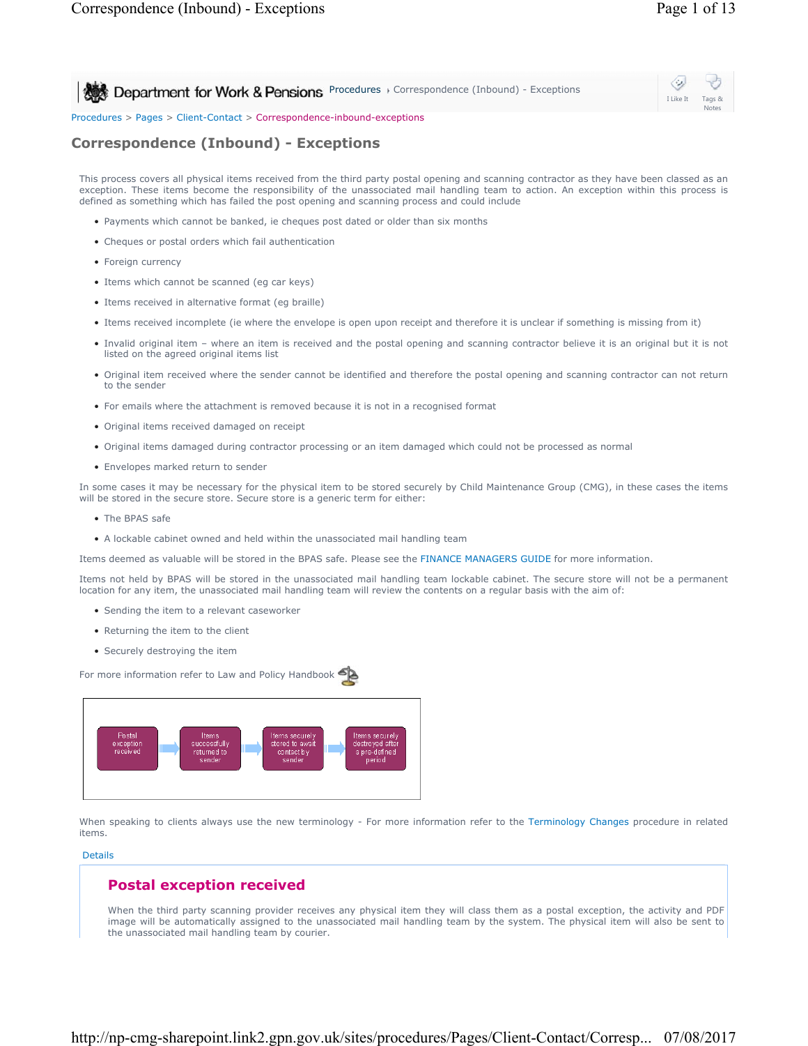Department for Work & Pensions Procedures › Correspondence (Inbound) - Exceptions

Procedures > Pages > Client-Contact > Correspondence-inbound-exceptions

# Correspondence (Inbound) - Exceptions

This process covers all physical items received from the third party postal opening and scanning contractor as they have been classed as an exception. These items become the responsibility of the unassociated mail handling team to action. An exception within this process is defined as something which has failed the post opening and scanning process and could include

- Payments which cannot be banked, ie cheques post dated or older than six months
- Cheques or postal orders which fail authentication
- Foreign currency
- Items which cannot be scanned (eg car keys)
- Items received in alternative format (eg braille)
- Items received incomplete (ie where the envelope is open upon receipt and therefore it is unclear if something is missing from it)
- Invalid original item – where an item is received and the postal opening and scanning contractor believe it is an original but it is not listed on the agreed original items list
- Original item received where the sender cannot be identified and therefore the postal opening and scanning contractor can not return to the sender
- For emails where the attachment is removed because it is not in a recognised format
- Original items received damaged on receipt
- Original items damaged during contractor processing or an item damaged which could not be processed as normal
- Envelopes marked return to sender

In some cases it may be necessary for the physical item to be stored securely by Child Maintenance Group (CMG), in these cases the items will be stored in the secure store. Secure store is a generic term for either:

- The BPAS safe
- A lockable cabinet owned and held within the unassociated mail handling team

Items deemed as valuable will be stored in the BPAS safe. Please see the FINANCE MANAGERS GUIDE for more information.

Items not held by BPAS will be stored in the unassociated mail handling team lockable cabinet. The secure store will not be a permanent location for any item, the unassociated mail handling team will review the contents on a regular basis with the aim of:

- Sending the item to a relevant caseworker
- Returning the item to the client
- Securely destroying the item

For more information refer to Law and Policy Handbook

Postal exception received → Items successfully returned to sender → Items securely stored to await contact by sender → Items securely destroyed after a pre-defined period

When speaking to clients always use the new terminology - For more information refer to the Terminology Changes procedure in related items.

Details

## Postal exception received

When the third party scanning provider receives any physical item they will class them as a postal exception, the activity and PDF image will be automatically assigned to the unassociated mail handling team by the system. The physical item will also be sent to the unassociated mail handling team by courier.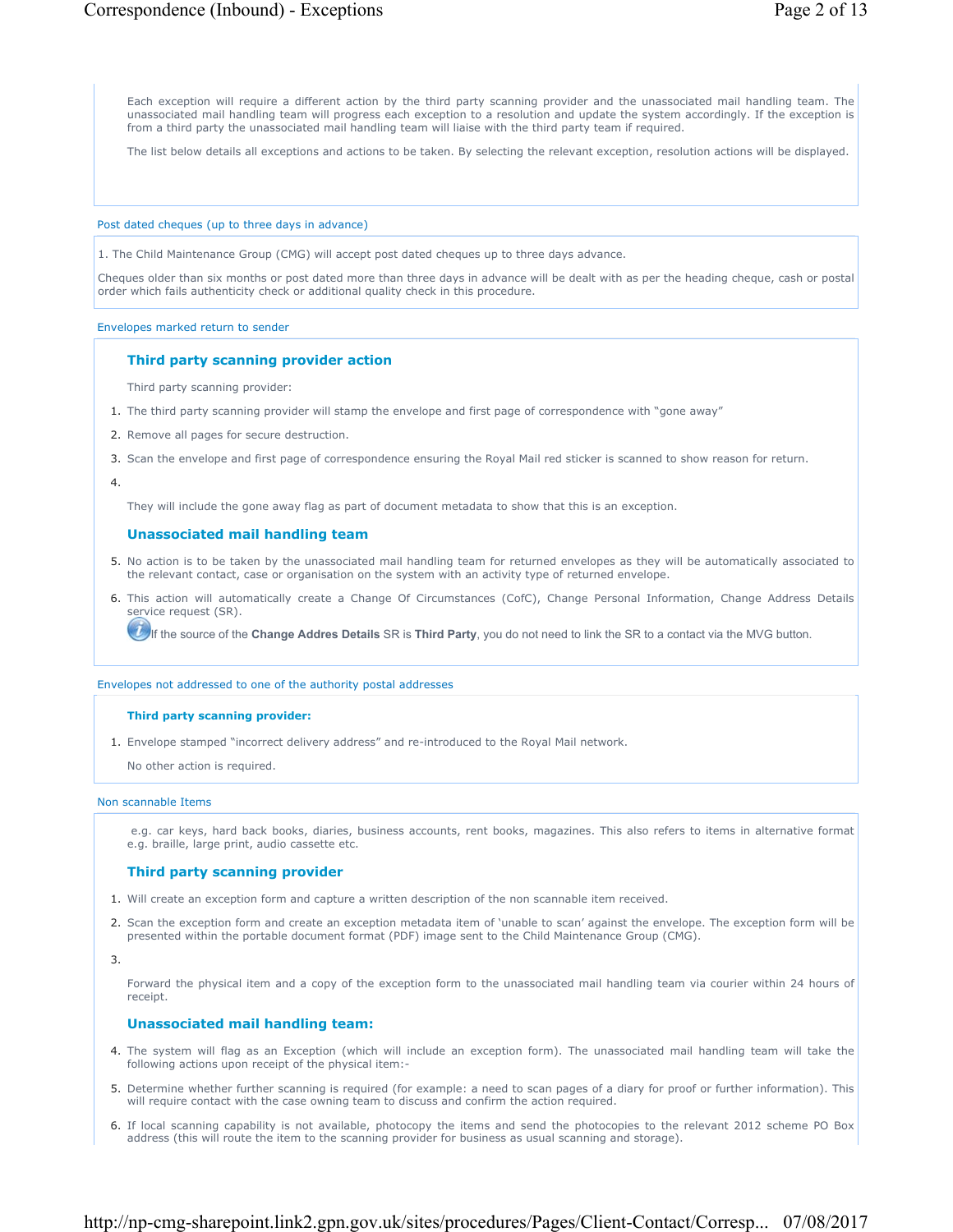Each exception will require a different action by the third party scanning provider and the unassociated mail handling team. The unassociated mail handling team will progress each exception to a resolution and update the system accordingly. If the exception is from a third party the unassociated mail handling team will liaise with the third party team if required.

The list below details all exceptions and actions to be taken. By selecting the relevant exception, resolution actions will be displayed.

## Post dated cheques (up to three days in advance)

1. The Child Maintenance Group (CMG) will accept post dated cheques up to three days advance.

Cheques older than six months or post dated more than three days in advance will be dealt with as per the heading cheque, cash or postal order which fails authenticity check or additional quality check in this procedure.

## Envelopes marked return to sender

### Third party scanning provider action

Third party scanning provider:

1. The third party scanning provider will stamp the envelope and first page of correspondence with "gone away"
2. Remove all pages for secure destruction.
3. Scan the envelope and first page of correspondence ensuring the Royal Mail red sticker is scanned to show reason for return.
4. They will include the gone away flag as part of document metadata to show that this is an exception.

### Unassociated mail handling team

5. No action is to be taken by the unassociated mail handling team for returned envelopes as they will be automatically associated to the relevant contact, case or organisation on the system with an activity type of returned envelope.
6. This action will automatically create a Change Of Circumstances (CofC), Change Personal Information, Change Address Details service request (SR).

If the source of the **Change Addres Details** SR is **Third Party**, you do not need to link the SR to a contact via the MVG button.

## Envelopes not addressed to one of the authority postal addresses

### Third party scanning provider:

1. Envelope stamped "incorrect delivery address" and re-introduced to the Royal Mail network.

No other action is required.

## Non scannable Items

e.g. car keys, hard back books, diaries, business accounts, rent books, magazines. This also refers to items in alternative format e.g. braille, large print, audio cassette etc.

### Third party scanning provider

1. Will create an exception form and capture a written description of the non scannable item received.
2. Scan the exception form and create an exception metadata item of 'unable to scan' against the envelope. The exception form will be presented within the portable document format (PDF) image sent to the Child Maintenance Group (CMG).
3. Forward the physical item and a copy of the exception form to the unassociated mail handling team via courier within 24 hours of receipt.

### Unassociated mail handling team:

4. The system will flag as an Exception (which will include an exception form). The unassociated mail handling team will take the following actions upon receipt of the physical item:-
5. Determine whether further scanning is required (for example: a need to scan pages of a diary for proof or further information). This will require contact with the case owning team to discuss and confirm the action required.
6. If local scanning capability is not available, photocopy the items and send the photocopies to the relevant 2012 scheme PO Box address (this will route the item to the scanning provider for business as usual scanning and storage).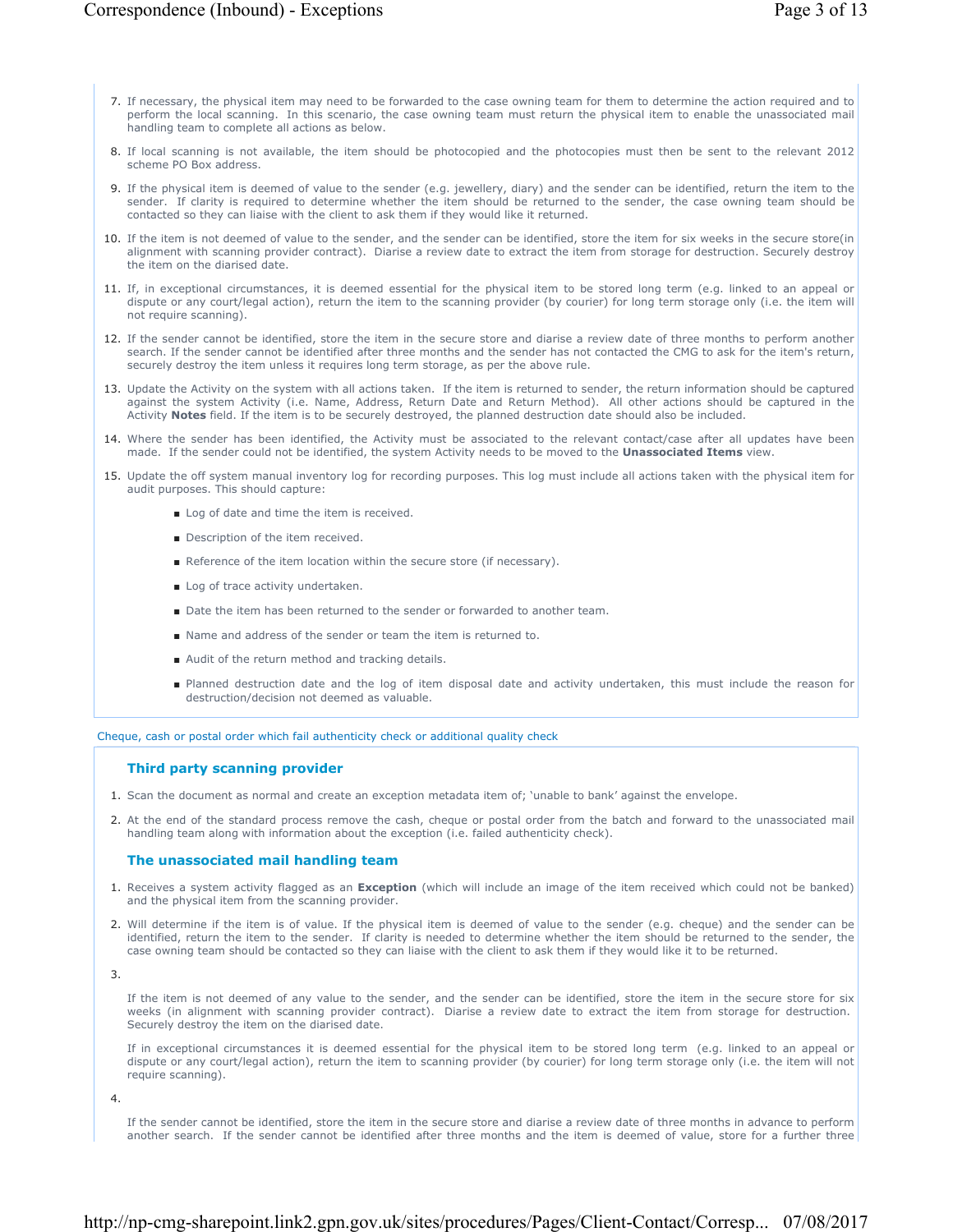7. If necessary, the physical item may need to be forwarded to the case owning team for them to determine the action required and to perform the local scanning. In this scenario, the case owning team must return the physical item to enable the unassociated mail handling team to complete all actions as below.
8. If local scanning is not available, the item should be photocopied and the photocopies must then be sent to the relevant 2012 scheme PO Box address.
9. If the physical item is deemed of value to the sender (e.g. jewellery, diary) and the sender can be identified, return the item to the sender. If clarity is required to determine whether the item should be returned to the sender, the case owning team should be contacted so they can liaise with the client to ask them if they would like it returned.
10. If the item is not deemed of value to the sender, and the sender can be identified, store the item for six weeks in the secure store(in alignment with scanning provider contract). Diarise a review date to extract the item from storage for destruction. Securely destroy the item on the diarised date.
11. If, in exceptional circumstances, it is deemed essential for the physical item to be stored long term (e.g. linked to an appeal or dispute or any court/legal action), return the item to the scanning provider (by courier) for long term storage only (i.e. the item will not require scanning).
12. If the sender cannot be identified, store the item in the secure store and diarise a review date of three months to perform another search. If the sender cannot be identified after three months and the sender has not contacted the CMG to ask for the item's return, securely destroy the item unless it requires long term storage, as per the above rule.
13. Update the Activity on the system with all actions taken. If the item is returned to sender, the return information should be captured against the system Activity (i.e. Name, Address, Return Date and Return Method). All other actions should be captured in the Activity **Notes** field. If the item is to be securely destroyed, the planned destruction date should also be included.
14. Where the sender has been identified, the Activity must be associated to the relevant contact/case after all updates have been made. If the sender could not be identified, the system Activity needs to be moved to the **Unassociated Items** view.
15. Update the off system manual inventory log for recording purposes. This log must include all actions taken with the physical item for audit purposes. This should capture:
    - Log of date and time the item is received.
    - Description of the item received.
    - Reference of the item location within the secure store (if necessary).
    - Log of trace activity undertaken.
    - Date the item has been returned to the sender or forwarded to another team.
    - Name and address of the sender or team the item is returned to.
    - Audit of the return method and tracking details.
    - Planned destruction date and the log of item disposal date and activity undertaken, this must include the reason for destruction/decision not deemed as valuable.

Cheque, cash or postal order which fail authenticity check or additional quality check

### Third party scanning provider

1. Scan the document as normal and create an exception metadata item of; 'unable to bank' against the envelope.
2. At the end of the standard process remove the cash, cheque or postal order from the batch and forward to the unassociated mail handling team along with information about the exception (i.e. failed authenticity check).

### The unassociated mail handling team

1. Receives a system activity flagged as an **Exception** (which will include an image of the item received which could not be banked) and the physical item from the scanning provider.
2. Will determine if the item is of value. If the physical item is deemed of value to the sender (e.g. cheque) and the sender can be identified, return the item to the sender. If clarity is needed to determine whether the item should be returned to the sender, the case owning team should be contacted so they can liaise with the client to ask them if they would like it to be returned.
3. If the item is not deemed of any value to the sender, and the sender can be identified, store the item in the secure store for six weeks (in alignment with scanning provider contract). Diarise a review date to extract the item from storage for destruction. Securely destroy the item on the diarised date.

   If in exceptional circumstances it is deemed essential for the physical item to be stored long term (e.g. linked to an appeal or dispute or any court/legal action), return the item to scanning provider (by courier) for long term storage only (i.e. the item will not require scanning).
4. If the sender cannot be identified, store the item in the secure store and diarise a review date of three months in advance to perform another search. If the sender cannot be identified after three months and the item is deemed of value, store for a further three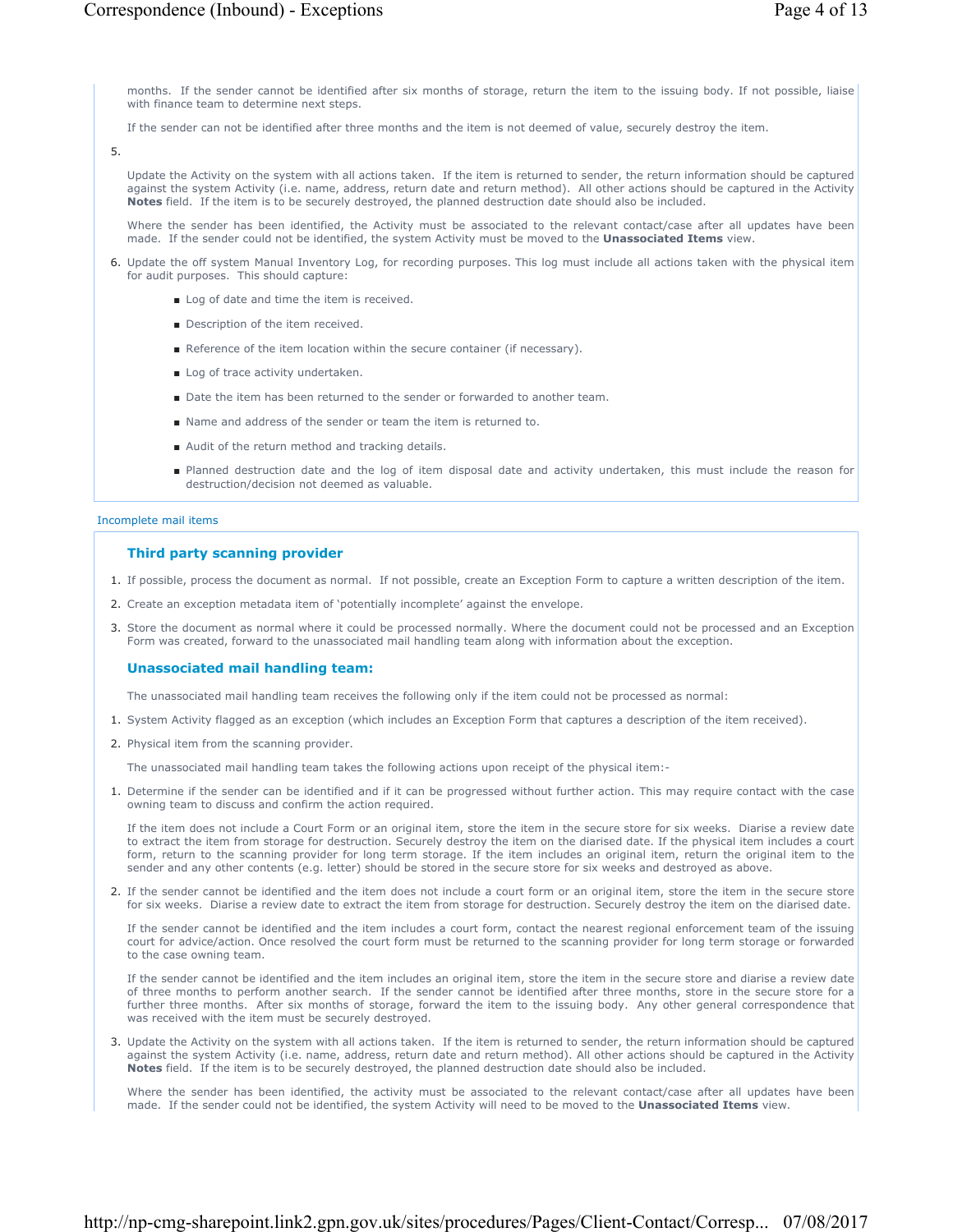months. If the sender cannot be identified after six months of storage, return the item to the issuing body. If not possible, liaise with finance team to determine next steps.

If the sender can not be identified after three months and the item is not deemed of value, securely destroy the item.

5.

Update the Activity on the system with all actions taken. If the item is returned to sender, the return information should be captured against the system Activity (i.e. name, address, return date and return method). All other actions should be captured in the Activity **Notes** field. If the item is to be securely destroyed, the planned destruction date should also be included.

Where the sender has been identified, the Activity must be associated to the relevant contact/case after all updates have been made. If the sender could not be identified, the system Activity must be moved to the **Unassociated Items** view.

6. Update the off system Manual Inventory Log, for recording purposes. This log must include all actions taken with the physical item for audit purposes. This should capture:
   - Log of date and time the item is received.
   - Description of the item received.
   - Reference of the item location within the secure container (if necessary).
   - Log of trace activity undertaken.
   - Date the item has been returned to the sender or forwarded to another team.
   - Name and address of the sender or team the item is returned to.
   - Audit of the return method and tracking details.
   - Planned destruction date and the log of item disposal date and activity undertaken, this must include the reason for destruction/decision not deemed as valuable.

Incomplete mail items

### Third party scanning provider

1. If possible, process the document as normal. If not possible, create an Exception Form to capture a written description of the item.
2. Create an exception metadata item of 'potentially incomplete' against the envelope.
3. Store the document as normal where it could be processed normally. Where the document could not be processed and an Exception Form was created, forward to the unassociated mail handling team along with information about the exception.

### Unassociated mail handling team:

The unassociated mail handling team receives the following only if the item could not be processed as normal:

1. System Activity flagged as an exception (which includes an Exception Form that captures a description of the item received).
2. Physical item from the scanning provider.

The unassociated mail handling team takes the following actions upon receipt of the physical item:-

1. Determine if the sender can be identified and if it can be progressed without further action. This may require contact with the case owning team to discuss and confirm the action required.

   If the item does not include a Court Form or an original item, store the item in the secure store for six weeks. Diarise a review date to extract the item from storage for destruction. Securely destroy the item on the diarised date. If the physical item includes a court form, return to the scanning provider for long term storage. If the item includes an original item, return the original item to the sender and any other contents (e.g. letter) should be stored in the secure store for six weeks and destroyed as above.

2. If the sender cannot be identified and the item does not include a court form or an original item, store the item in the secure store for six weeks. Diarise a review date to extract the item from storage for destruction. Securely destroy the item on the diarised date.

   If the sender cannot be identified and the item includes a court form, contact the nearest regional enforcement team of the issuing court for advice/action. Once resolved the court form must be returned to the scanning provider for long term storage or forwarded to the case owning team.

   If the sender cannot be identified and the item includes an original item, store the item in the secure store and diarise a review date of three months to perform another search. If the sender cannot be identified after three months, store in the secure store for a further three months. After six months of storage, forward the item to the issuing body. Any other general correspondence that was received with the item must be securely destroyed.

3. Update the Activity on the system with all actions taken. If the item is returned to sender, the return information should be captured against the system Activity (i.e. name, address, return date and return method). All other actions should be captured in the Activity **Notes** field. If the item is to be securely destroyed, the planned destruction date should also be included.

   Where the sender has been identified, the activity must be associated to the relevant contact/case after all updates have been made. If the sender could not be identified, the system Activity will need to be moved to the **Unassociated Items** view.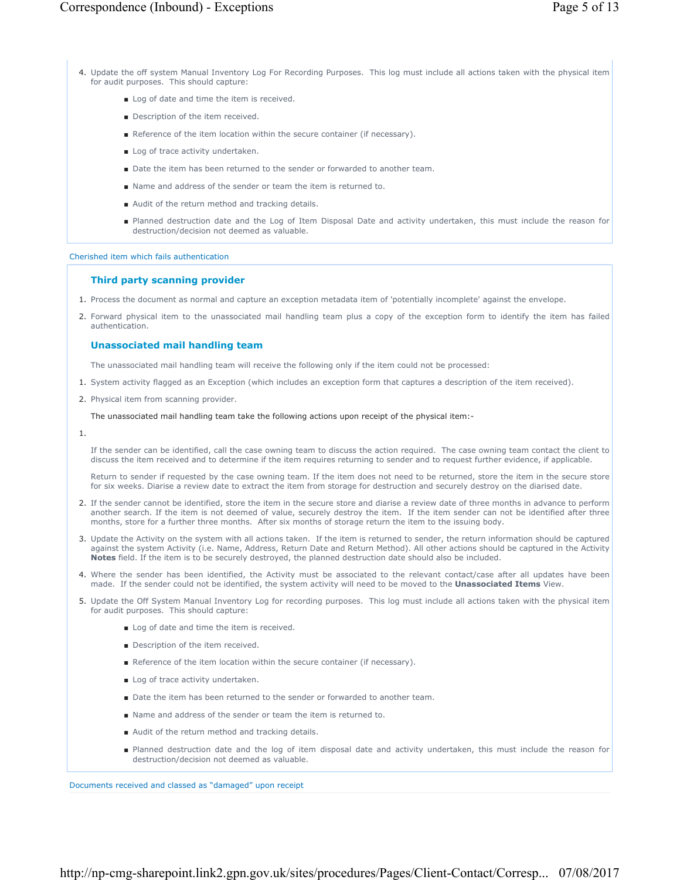4. Update the off system Manual Inventory Log For Recording Purposes. This log must include all actions taken with the physical item for audit purposes. This should capture:
   - Log of date and time the item is received.
   - Description of the item received.
   - Reference of the item location within the secure container (if necessary).
   - Log of trace activity undertaken.
   - Date the item has been returned to the sender or forwarded to another team.
   - Name and address of the sender or team the item is returned to.
   - Audit of the return method and tracking details.
   - Planned destruction date and the Log of Item Disposal Date and activity undertaken, this must include the reason for destruction/decision not deemed as valuable.

Cherished item which fails authentication

### Third party scanning provider

1. Process the document as normal and capture an exception metadata item of 'potentially incomplete' against the envelope.
2. Forward physical item to the unassociated mail handling team plus a copy of the exception form to identify the item has failed authentication.

### Unassociated mail handling team

The unassociated mail handling team will receive the following only if the item could not be processed:

1. System activity flagged as an Exception (which includes an exception form that captures a description of the item received).
2. Physical item from scanning provider.

The unassociated mail handling team take the following actions upon receipt of the physical item:-

1. If the sender can be identified, call the case owning team to discuss the action required. The case owning team contact the client to discuss the item received and to determine if the item requires returning to sender and to request further evidence, if applicable.

   Return to sender if requested by the case owning team. If the item does not need to be returned, store the item in the secure store for six weeks. Diarise a review date to extract the item from storage for destruction and securely destroy on the diarised date.
2. If the sender cannot be identified, store the item in the secure store and diarise a review date of three months in advance to perform another search. If the item is not deemed of value, securely destroy the item. If the item sender can not be identified after three months, store for a further three months. After six months of storage return the item to the issuing body.
3. Update the Activity on the system with all actions taken. If the item is returned to sender, the return information should be captured against the system Activity (i.e. Name, Address, Return Date and Return Method). All other actions should be captured in the Activity **Notes** field. If the item is to be securely destroyed, the planned destruction date should also be included.
4. Where the sender has been identified, the Activity must be associated to the relevant contact/case after all updates have been made. If the sender could not be identified, the system activity will need to be moved to the **Unassociated Items** View.
5. Update the Off System Manual Inventory Log for recording purposes. This log must include all actions taken with the physical item for audit purposes. This should capture:
   - Log of date and time the item is received.
   - Description of the item received.
   - Reference of the item location within the secure container (if necessary).
   - Log of trace activity undertaken.
   - Date the item has been returned to the sender or forwarded to another team.
   - Name and address of the sender or team the item is returned to.
   - Audit of the return method and tracking details.
   - Planned destruction date and the log of item disposal date and activity undertaken, this must include the reason for destruction/decision not deemed as valuable.

Documents received and classed as “damaged” upon receipt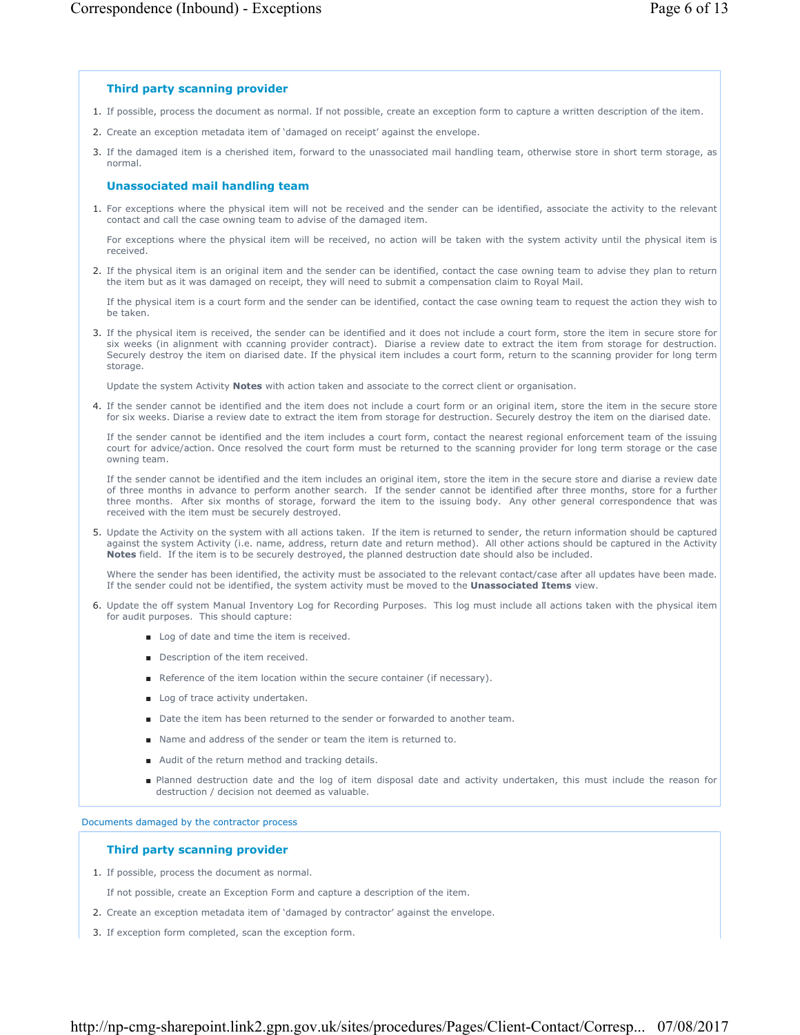### Third party scanning provider

1. If possible, process the document as normal. If not possible, create an exception form to capture a written description of the item.
2. Create an exception metadata item of 'damaged on receipt' against the envelope.
3. If the damaged item is a cherished item, forward to the unassociated mail handling team, otherwise store in short term storage, as normal.

### Unassociated mail handling team

1. For exceptions where the physical item will not be received and the sender can be identified, associate the activity to the relevant contact and call the case owning team to advise of the damaged item.

   For exceptions where the physical item will be received, no action will be taken with the system activity until the physical item is received.

2. If the physical item is an original item and the sender can be identified, contact the case owning team to advise they plan to return the item but as it was damaged on receipt, they will need to submit a compensation claim to Royal Mail.

   If the physical item is a court form and the sender can be identified, contact the case owning team to request the action they wish to be taken.

3. If the physical item is received, the sender can be identified and it does not include a court form, store the item in secure store for six weeks (in alignment with ccanning provider contract). Diarise a review date to extract the item from storage for destruction. Securely destroy the item on diarised date. If the physical item includes a court form, return to the scanning provider for long term storage.

   Update the system Activity **Notes** with action taken and associate to the correct client or organisation.

4. If the sender cannot be identified and the item does not include a court form or an original item, store the item in the secure store for six weeks. Diarise a review date to extract the item from storage for destruction. Securely destroy the item on the diarised date.

   If the sender cannot be identified and the item includes a court form, contact the nearest regional enforcement team of the issuing court for advice/action. Once resolved the court form must be returned to the scanning provider for long term storage or the case owning team.

   If the sender cannot be identified and the item includes an original item, store the item in the secure store and diarise a review date of three months in advance to perform another search. If the sender cannot be identified after three months, store for a further three months. After six months of storage, forward the item to the issuing body. Any other general correspondence that was received with the item must be securely destroyed.

5. Update the Activity on the system with all actions taken. If the item is returned to sender, the return information should be captured against the system Activity (i.e. name, address, return date and return method). All other actions should be captured in the Activity **Notes** field. If the item is to be securely destroyed, the planned destruction date should also be included.

   Where the sender has been identified, the activity must be associated to the relevant contact/case after all updates have been made. If the sender could not be identified, the system activity must be moved to the **Unassociated Items** view.

6. Update the off system Manual Inventory Log for Recording Purposes. This log must include all actions taken with the physical item for audit purposes. This should capture:

   - Log of date and time the item is received.
   - Description of the item received.
   - Reference of the item location within the secure container (if necessary).
   - Log of trace activity undertaken.
   - Date the item has been returned to the sender or forwarded to another team.
   - Name and address of the sender or team the item is returned to.
   - Audit of the return method and tracking details.
   - Planned destruction date and the log of item disposal date and activity undertaken, this must include the reason for destruction / decision not deemed as valuable.

Documents damaged by the contractor process

### Third party scanning provider

1. If possible, process the document as normal.

   If not possible, create an Exception Form and capture a description of the item.

2. Create an exception metadata item of 'damaged by contractor' against the envelope.
3. If exception form completed, scan the exception form.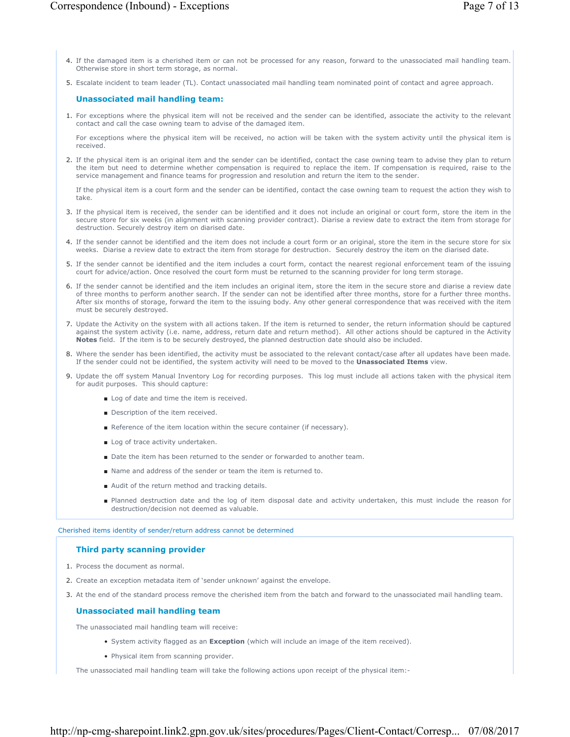4. If the damaged item is a cherished item or can not be processed for any reason, forward to the unassociated mail handling team. Otherwise store in short term storage, as normal.
5. Escalate incident to team leader (TL). Contact unassociated mail handling team nominated point of contact and agree approach.

### Unassociated mail handling team:

1. For exceptions where the physical item will not be received and the sender can be identified, associate the activity to the relevant contact and call the case owning team to advise of the damaged item.

   For exceptions where the physical item will be received, no action will be taken with the system activity until the physical item is received.

2. If the physical item is an original item and the sender can be identified, contact the case owning team to advise they plan to return the item but need to determine whether compensation is required to replace the item. If compensation is required, raise to the service management and finance teams for progression and resolution and return the item to the sender.

   If the physical item is a court form and the sender can be identified, contact the case owning team to request the action they wish to take.

3. If the physical item is received, the sender can be identified and it does not include an original or court form, store the item in the secure store for six weeks (in alignment with scanning provider contract). Diarise a review date to extract the item from storage for destruction. Securely destroy item on diarised date.
4. If the sender cannot be identified and the item does not include a court form or an original, store the item in the secure store for six weeks. Diarise a review date to extract the item from storage for destruction. Securely destroy the item on the diarised date.
5. If the sender cannot be identified and the item includes a court form, contact the nearest regional enforcement team of the issuing court for advice/action. Once resolved the court form must be returned to the scanning provider for long term storage.
6. If the sender cannot be identified and the item includes an original item, store the item in the secure store and diarise a review date of three months to perform another search. If the sender can not be identified after three months, store for a further three months. After six months of storage, forward the item to the issuing body. Any other general correspondence that was received with the item must be securely destroyed.
7. Update the Activity on the system with all actions taken. If the item is returned to sender, the return information should be captured against the system activity (i.e. name, address, return date and return method). All other actions should be captured in the Activity **Notes** field. If the item is to be securely destroyed, the planned destruction date should also be included.
8. Where the sender has been identified, the activity must be associated to the relevant contact/case after all updates have been made. If the sender could not be identified, the system activity will need to be moved to the **Unassociated Items** view.
9. Update the off system Manual Inventory Log for recording purposes. This log must include all actions taken with the physical item for audit purposes. This should capture:
   - Log of date and time the item is received.
   - Description of the item received.
   - Reference of the item location within the secure container (if necessary).
   - Log of trace activity undertaken.
   - Date the item has been returned to the sender or forwarded to another team.
   - Name and address of the sender or team the item is returned to.
   - Audit of the return method and tracking details.
   - Planned destruction date and the log of item disposal date and activity undertaken, this must include the reason for destruction/decision not deemed as valuable.

Cherished items identity of sender/return address cannot be determined

### Third party scanning provider

1. Process the document as normal.
2. Create an exception metadata item of 'sender unknown' against the envelope.
3. At the end of the standard process remove the cherished item from the batch and forward to the unassociated mail handling team.

### Unassociated mail handling team

The unassociated mail handling team will receive:

- System activity flagged as an **Exception** (which will include an image of the item received).
- Physical item from scanning provider.

The unassociated mail handling team will take the following actions upon receipt of the physical item:-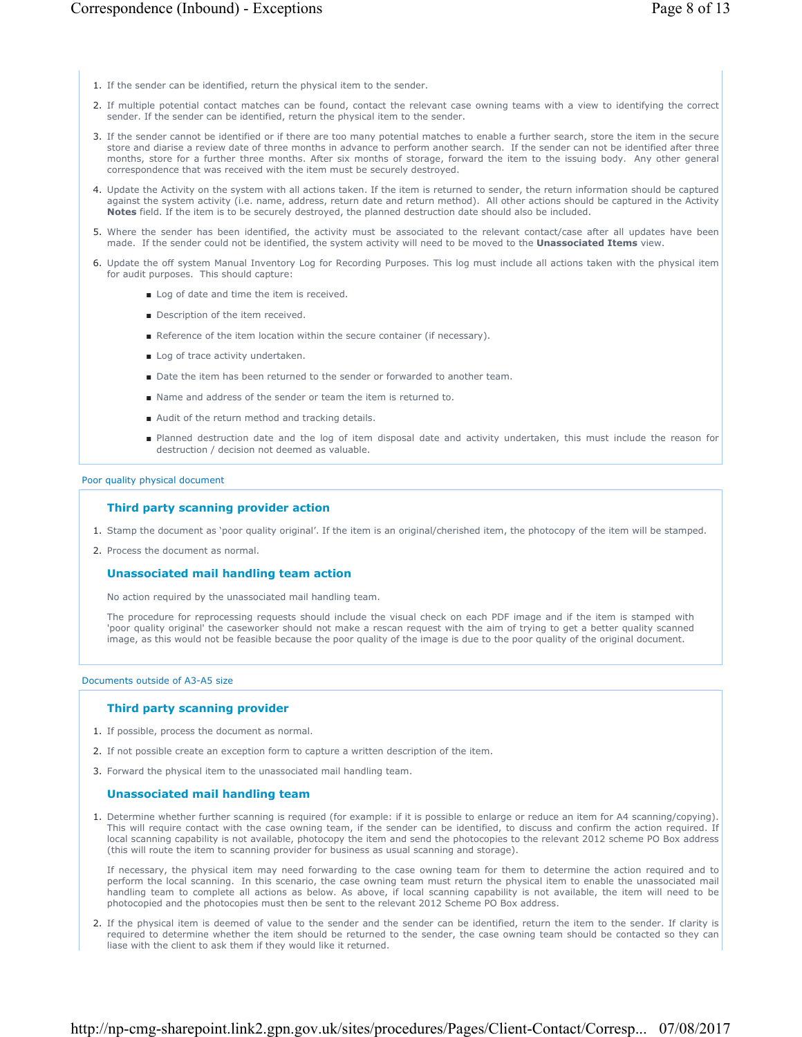1. If the sender can be identified, return the physical item to the sender.
2. If multiple potential contact matches can be found, contact the relevant case owning teams with a view to identifying the correct sender. If the sender can be identified, return the physical item to the sender.
3. If the sender cannot be identified or if there are too many potential matches to enable a further search, store the item in the secure store and diarise a review date of three months in advance to perform another search. If the sender can not be identified after three months, store for a further three months. After six months of storage, forward the item to the issuing body. Any other general correspondence that was received with the item must be securely destroyed.
4. Update the Activity on the system with all actions taken. If the item is returned to sender, the return information should be captured against the system activity (i.e. name, address, return date and return method). All other actions should be captured in the Activity **Notes** field. If the item is to be securely destroyed, the planned destruction date should also be included.
5. Where the sender has been identified, the activity must be associated to the relevant contact/case after all updates have been made. If the sender could not be identified, the system activity will need to be moved to the **Unassociated Items** view.
6. Update the off system Manual Inventory Log for Recording Purposes. This log must include all actions taken with the physical item for audit purposes. This should capture:
   - Log of date and time the item is received.
   - Description of the item received.
   - Reference of the item location within the secure container (if necessary).
   - Log of trace activity undertaken.
   - Date the item has been returned to the sender or forwarded to another team.
   - Name and address of the sender or team the item is returned to.
   - Audit of the return method and tracking details.
   - Planned destruction date and the log of item disposal date and activity undertaken, this must include the reason for destruction / decision not deemed as valuable.

Poor quality physical document

### Third party scanning provider action

1. Stamp the document as 'poor quality original'. If the item is an original/cherished item, the photocopy of the item will be stamped.
2. Process the document as normal.

### Unassociated mail handling team action

No action required by the unassociated mail handling team.

The procedure for reprocessing requests should include the visual check on each PDF image and if the item is stamped with 'poor quality original' the caseworker should not make a rescan request with the aim of trying to get a better quality scanned image, as this would not be feasible because the poor quality of the image is due to the poor quality of the original document.

Documents outside of A3-A5 size

### Third party scanning provider

1. If possible, process the document as normal.
2. If not possible create an exception form to capture a written description of the item.
3. Forward the physical item to the unassociated mail handling team.

### Unassociated mail handling team

1. Determine whether further scanning is required (for example: if it is possible to enlarge or reduce an item for A4 scanning/copying). This will require contact with the case owning team, if the sender can be identified, to discuss and confirm the action required. If local scanning capability is not available, photocopy the item and send the photocopies to the relevant 2012 scheme PO Box address (this will route the item to scanning provider for business as usual scanning and storage).

   If necessary, the physical item may need forwarding to the case owning team for them to determine the action required and to perform the local scanning. In this scenario, the case owning team must return the physical item to enable the unassociated mail handling team to complete all actions as below. As above, if local scanning capability is not available, the item will need to be photocopied and the photocopies must then be sent to the relevant 2012 Scheme PO Box address.

2. If the physical item is deemed of value to the sender and the sender can be identified, return the item to the sender. If clarity is required to determine whether the item should be returned to the sender, the case owning team should be contacted so they can liase with the client to ask them if they would like it returned.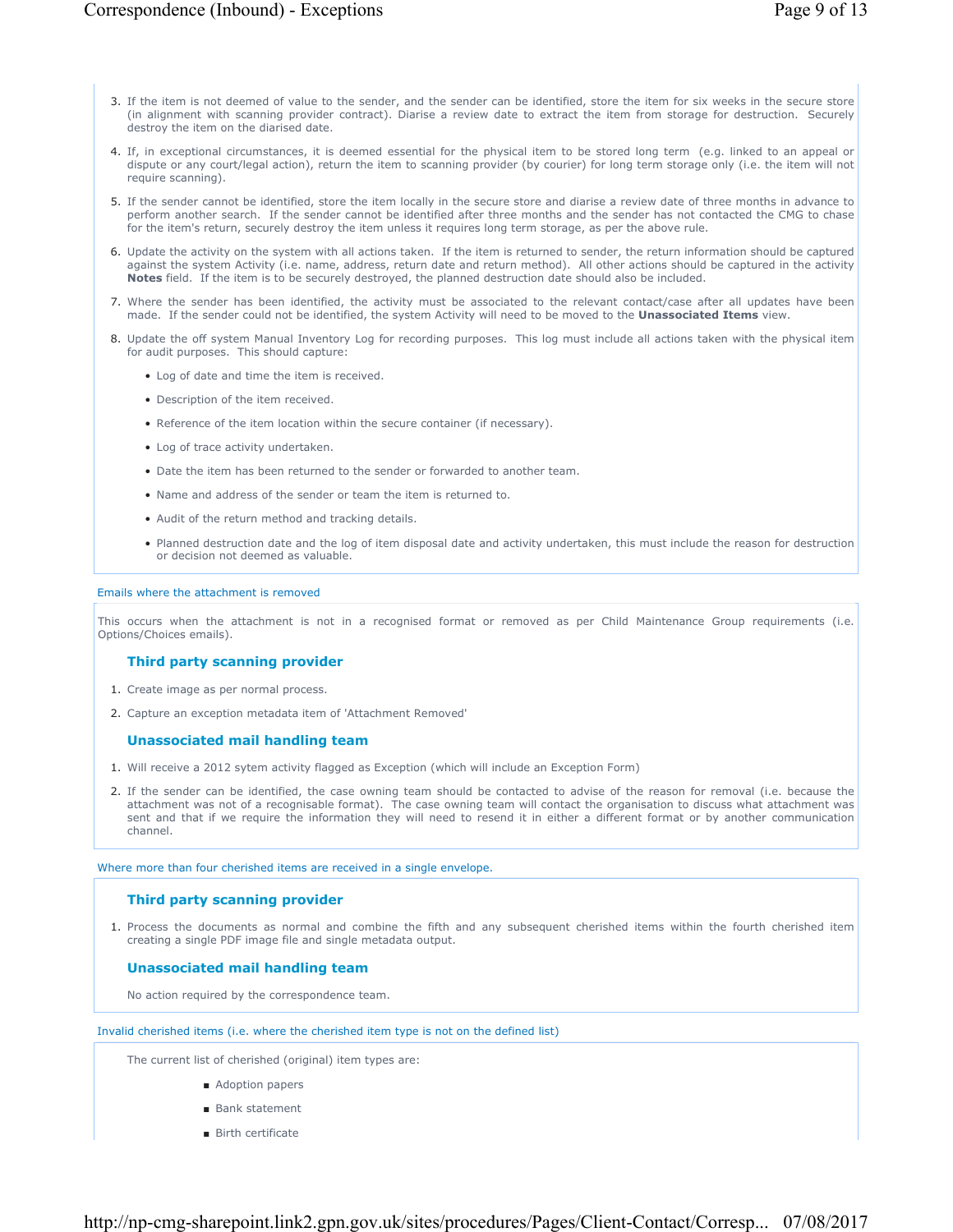3. If the item is not deemed of value to the sender, and the sender can be identified, store the item for six weeks in the secure store (in alignment with scanning provider contract). Diarise a review date to extract the item from storage for destruction. Securely destroy the item on the diarised date.
4. If, in exceptional circumstances, it is deemed essential for the physical item to be stored long term (e.g. linked to an appeal or dispute or any court/legal action), return the item to scanning provider (by courier) for long term storage only (i.e. the item will not require scanning).
5. If the sender cannot be identified, store the item locally in the secure store and diarise a review date of three months in advance to perform another search. If the sender cannot be identified after three months and the sender has not contacted the CMG to chase for the item's return, securely destroy the item unless it requires long term storage, as per the above rule.
6. Update the activity on the system with all actions taken. If the item is returned to sender, the return information should be captured against the system Activity (i.e. name, address, return date and return method). All other actions should be captured in the activity **Notes** field. If the item is to be securely destroyed, the planned destruction date should also be included.
7. Where the sender has been identified, the activity must be associated to the relevant contact/case after all updates have been made. If the sender could not be identified, the system Activity will need to be moved to the **Unassociated Items** view.
8. Update the off system Manual Inventory Log for recording purposes. This log must include all actions taken with the physical item for audit purposes. This should capture:
   - Log of date and time the item is received.
   - Description of the item received.
   - Reference of the item location within the secure container (if necessary).
   - Log of trace activity undertaken.
   - Date the item has been returned to the sender or forwarded to another team.
   - Name and address of the sender or team the item is returned to.
   - Audit of the return method and tracking details.
   - Planned destruction date and the log of item disposal date and activity undertaken, this must include the reason for destruction or decision not deemed as valuable.

Emails where the attachment is removed

This occurs when the attachment is not in a recognised format or removed as per Child Maintenance Group requirements (i.e. Options/Choices emails).

### Third party scanning provider

1. Create image as per normal process.
2. Capture an exception metadata item of 'Attachment Removed'

### Unassociated mail handling team

1. Will receive a 2012 sytem activity flagged as Exception (which will include an Exception Form)
2. If the sender can be identified, the case owning team should be contacted to advise of the reason for removal (i.e. because the attachment was not of a recognisable format). The case owning team will contact the organisation to discuss what attachment was sent and that if we require the information they will need to resend it in either a different format or by another communication channel.

Where more than four cherished items are received in a single envelope.

### Third party scanning provider

1. Process the documents as normal and combine the fifth and any subsequent cherished items within the fourth cherished item creating a single PDF image file and single metadata output.

### Unassociated mail handling team

No action required by the correspondence team.

Invalid cherished items (i.e. where the cherished item type is not on the defined list)

The current list of cherished (original) item types are:

- Adoption papers
- Bank statement
- Birth certificate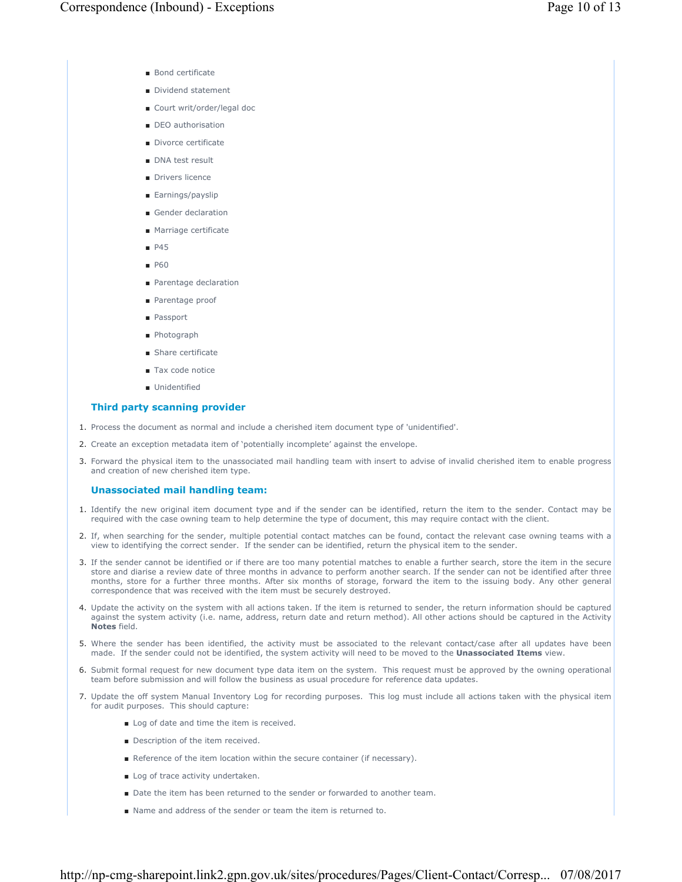- Bond certificate
- Dividend statement
- Court writ/order/legal doc
- DEO authorisation
- Divorce certificate
- DNA test result
- Drivers licence
- Earnings/payslip
- Gender declaration
- Marriage certificate
- P45
- P60
- Parentage declaration
- Parentage proof
- Passport
- Photograph
- Share certificate
- Tax code notice
- Unidentified

### Third party scanning provider

1. Process the document as normal and include a cherished item document type of 'unidentified'.
2. Create an exception metadata item of 'potentially incomplete' against the envelope.
3. Forward the physical item to the unassociated mail handling team with insert to advise of invalid cherished item to enable progress and creation of new cherished item type.

### Unassociated mail handling team:

1. Identify the new original item document type and if the sender can be identified, return the item to the sender. Contact may be required with the case owning team to help determine the type of document, this may require contact with the client.
2. If, when searching for the sender, multiple potential contact matches can be found, contact the relevant case owning teams with a view to identifying the correct sender. If the sender can be identified, return the physical item to the sender.
3. If the sender cannot be identified or if there are too many potential matches to enable a further search, store the item in the secure store and diarise a review date of three months in advance to perform another search. If the sender can not be identified after three months, store for a further three months. After six months of storage, forward the item to the issuing body. Any other general correspondence that was received with the item must be securely destroyed.
4. Update the activity on the system with all actions taken. If the item is returned to sender, the return information should be captured against the system activity (i.e. name, address, return date and return method). All other actions should be captured in the Activity **Notes** field.
5. Where the sender has been identified, the activity must be associated to the relevant contact/case after all updates have been made. If the sender could not be identified, the system activity will need to be moved to the **Unassociated Items** view.
6. Submit formal request for new document type data item on the system. This request must be approved by the owning operational team before submission and will follow the business as usual procedure for reference data updates.
7. Update the off system Manual Inventory Log for recording purposes. This log must include all actions taken with the physical item for audit purposes. This should capture:
   - Log of date and time the item is received.
   - Description of the item received.
   - Reference of the item location within the secure container (if necessary).
   - Log of trace activity undertaken.
   - Date the item has been returned to the sender or forwarded to another team.
   - Name and address of the sender or team the item is returned to.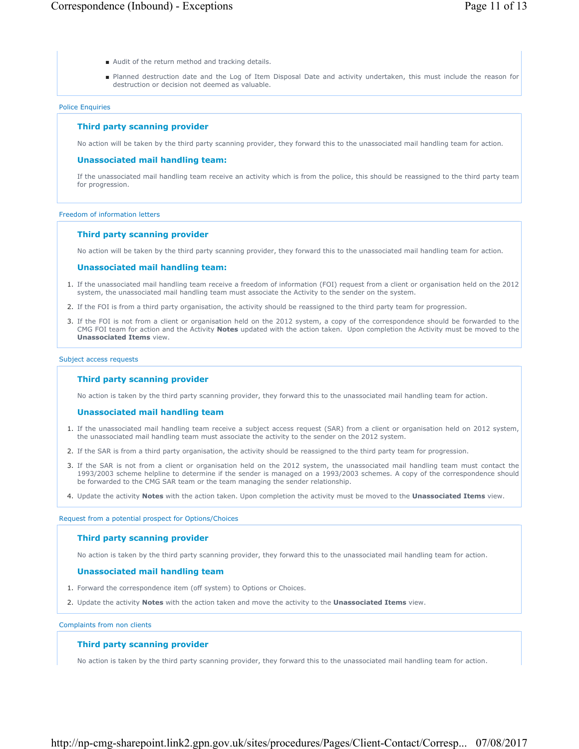- Audit of the return method and tracking details.
- Planned destruction date and the Log of Item Disposal Date and activity undertaken, this must include the reason for destruction or decision not deemed as valuable.

Police Enquiries

### Third party scanning provider

No action will be taken by the third party scanning provider, they forward this to the unassociated mail handling team for action.

### Unassociated mail handling team:

If the unassociated mail handling team receive an activity which is from the police, this should be reassigned to the third party team for progression.

Freedom of information letters

### Third party scanning provider

No action will be taken by the third party scanning provider, they forward this to the unassociated mail handling team for action.

### Unassociated mail handling team:

1. If the unassociated mail handling team receive a freedom of information (FOI) request from a client or organisation held on the 2012 system, the unassociated mail handling team must associate the Activity to the sender on the system.
2. If the FOI is from a third party organisation, the activity should be reassigned to the third party team for progression.
3. If the FOI is not from a client or organisation held on the 2012 system, a copy of the correspondence should be forwarded to the CMG FOI team for action and the Activity **Notes** updated with the action taken. Upon completion the Activity must be moved to the **Unassociated Items** view.

Subject access requests

### Third party scanning provider

No action is taken by the third party scanning provider, they forward this to the unassociated mail handling team for action.

### Unassociated mail handling team

1. If the unassociated mail handling team receive a subject access request (SAR) from a client or organisation held on 2012 system, the unassociated mail handling team must associate the activity to the sender on the 2012 system.
2. If the SAR is from a third party organisation, the activity should be reassigned to the third party team for progression.
3. If the SAR is not from a client or organisation held on the 2012 system, the unassociated mail handling team must contact the 1993/2003 scheme helpline to determine if the sender is managed on a 1993/2003 schemes. A copy of the correspondence should be forwarded to the CMG SAR team or the team managing the sender relationship.
4. Update the activity **Notes** with the action taken. Upon completion the activity must be moved to the **Unassociated Items** view.

Request from a potential prospect for Options/Choices

### Third party scanning provider

No action is taken by the third party scanning provider, they forward this to the unassociated mail handling team for action.

### Unassociated mail handling team

1. Forward the correspondence item (off system) to Options or Choices.
2. Update the activity **Notes** with the action taken and move the activity to the **Unassociated Items** view.

Complaints from non clients

### Third party scanning provider

No action is taken by the third party scanning provider, they forward this to the unassociated mail handling team for action.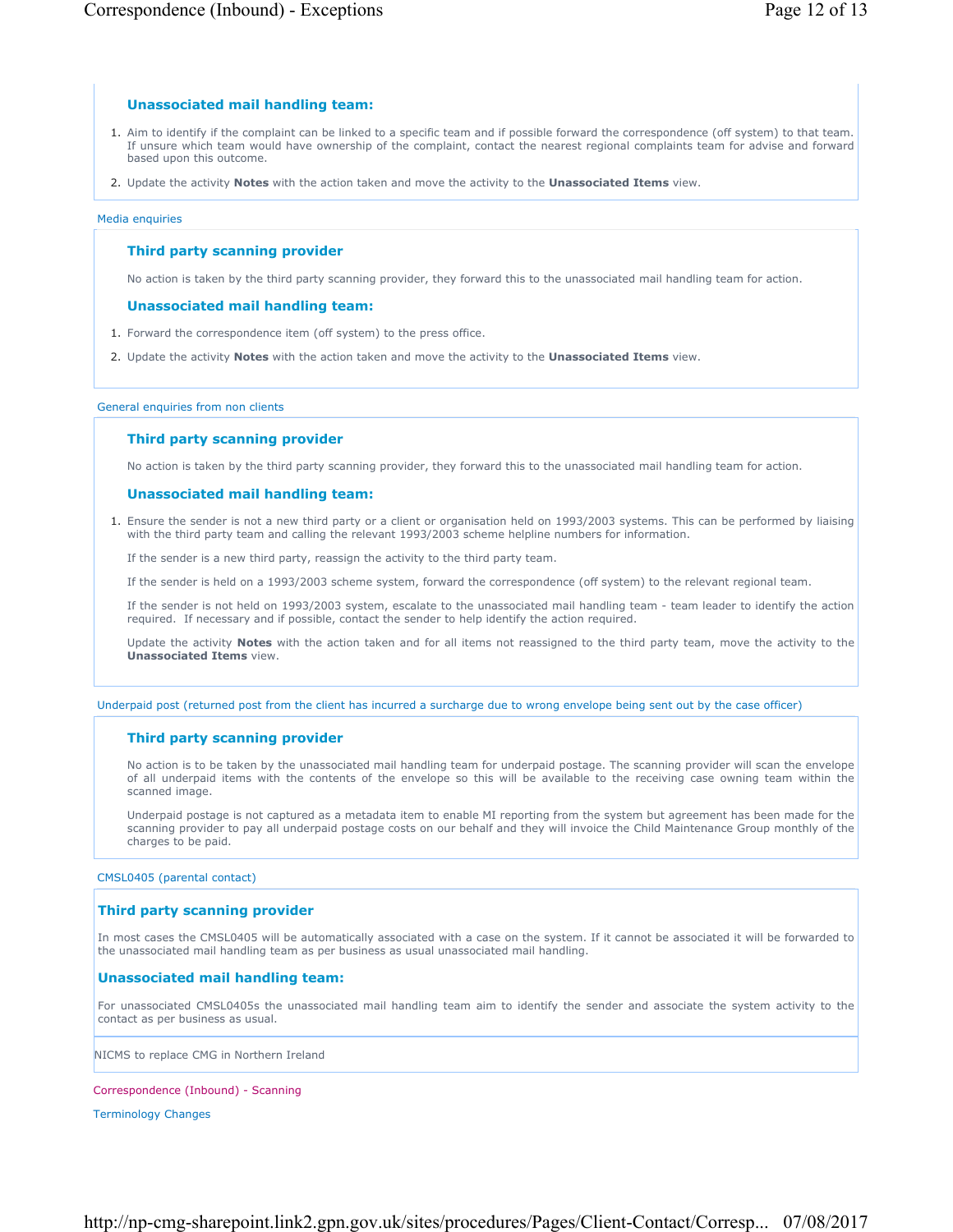#### Unassociated mail handling team:

1. Aim to identify if the complaint can be linked to a specific team and if possible forward the correspondence (off system) to that team. If unsure which team would have ownership of the complaint, contact the nearest regional complaints team for advise and forward based upon this outcome.
2. Update the activity **Notes** with the action taken and move the activity to the **Unassociated Items** view.

Media enquiries

#### Third party scanning provider

No action is taken by the third party scanning provider, they forward this to the unassociated mail handling team for action.

#### Unassociated mail handling team:

1. Forward the correspondence item (off system) to the press office.
2. Update the activity **Notes** with the action taken and move the activity to the **Unassociated Items** view.

General enquiries from non clients

#### Third party scanning provider

No action is taken by the third party scanning provider, they forward this to the unassociated mail handling team for action.

#### Unassociated mail handling team:

1. Ensure the sender is not a new third party or a client or organisation held on 1993/2003 systems. This can be performed by liaising with the third party team and calling the relevant 1993/2003 scheme helpline numbers for information.

   If the sender is a new third party, reassign the activity to the third party team.

   If the sender is held on a 1993/2003 scheme system, forward the correspondence (off system) to the relevant regional team.

   If the sender is not held on 1993/2003 system, escalate to the unassociated mail handling team - team leader to identify the action required. If necessary and if possible, contact the sender to help identify the action required.

   Update the activity **Notes** with the action taken and for all items not reassigned to the third party team, move the activity to the **Unassociated Items** view.

Underpaid post (returned post from the client has incurred a surcharge due to wrong envelope being sent out by the case officer)

#### Third party scanning provider

No action is to be taken by the unassociated mail handling team for underpaid postage. The scanning provider will scan the envelope of all underpaid items with the contents of the envelope so this will be available to the receiving case owning team within the scanned image.

Underpaid postage is not captured as a metadata item to enable MI reporting from the system but agreement has been made for the scanning provider to pay all underpaid postage costs on our behalf and they will invoice the Child Maintenance Group monthly of the charges to be paid.

CMSL0405 (parental contact)

#### Third party scanning provider

In most cases the CMSL0405 will be automatically associated with a case on the system. If it cannot be associated it will be forwarded to the unassociated mail handling team as per business as usual unassociated mail handling.

#### Unassociated mail handling team:

For unassociated CMSL0405s the unassociated mail handling team aim to identify the sender and associate the system activity to the contact as per business as usual.

NICMS to replace CMG in Northern Ireland

Correspondence (Inbound) - Scanning

Terminology Changes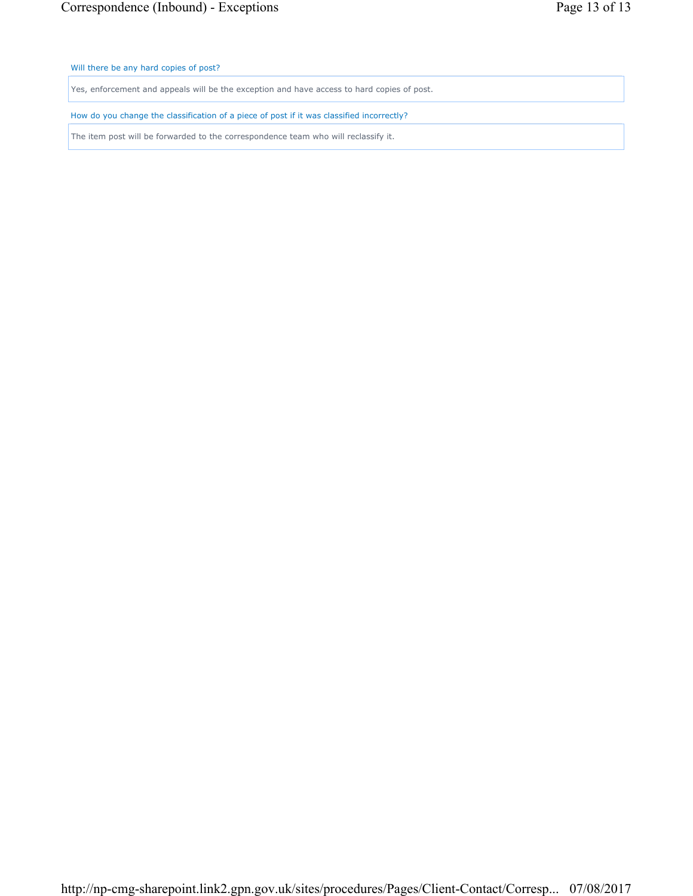Will there be any hard copies of post?

Yes, enforcement and appeals will be the exception and have access to hard copies of post.

How do you change the classification of a piece of post if it was classified incorrectly?

The item post will be forwarded to the correspondence team who will reclassify it.